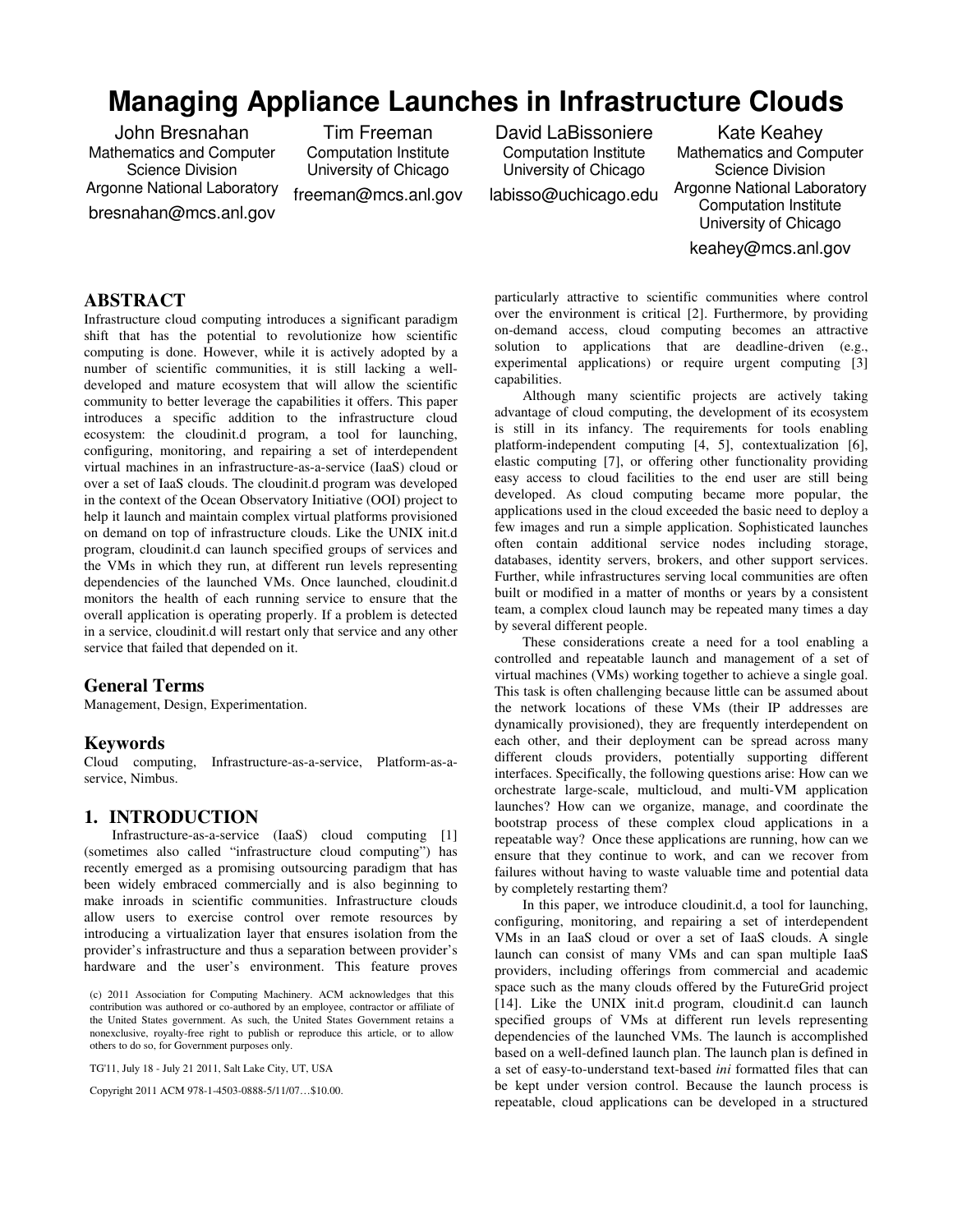# Managing Appliance Launches in Infrastructure Clouds

John Bresnahan
Mathematics and Computer Science Division
Argonne National Laboratory
bresnahan@mcs.anl.gov

Tim Freeman
Computation Institute
University of Chicago
freeman@mcs.anl.gov

David LaBissoniere
Computation Institute
University of Chicago
labisso@uchicago.edu

Kate Keahey
Mathematics and Computer Science Division
Argonne National Laboratory
Computation Institute
University of Chicago
keahey@mcs.anl.gov

## ABSTRACT

Infrastructure cloud computing introduces a significant paradigm shift that has the potential to revolutionize how scientific computing is done. However, while it is actively adopted by a number of scientific communities, it is still lacking a well-developed and mature ecosystem that will allow the scientific community to better leverage the capabilities it offers. This paper introduces a specific addition to the infrastructure cloud ecosystem: the cloudinit.d program, a tool for launching, configuring, monitoring, and repairing a set of interdependent virtual machines in an infrastructure-as-a-service (IaaS) cloud or over a set of IaaS clouds. The cloudinit.d program was developed in the context of the Ocean Observatory Initiative (OOI) project to help it launch and maintain complex virtual platforms provisioned on demand on top of infrastructure clouds. Like the UNIX init.d program, cloudinit.d can launch specified groups of services and the VMs in which they run, at different run levels representing dependencies of the launched VMs. Once launched, cloudinit.d monitors the health of each running service to ensure that the overall application is operating properly. If a problem is detected in a service, cloudinit.d will restart only that service and any other service that failed that depended on it.

### General Terms

Management, Design, Experimentation.

### Keywords

Cloud computing, Infrastructure-as-a-service, Platform-as-a-service, Nimbus.

## 1. INTRODUCTION

Infrastructure-as-a-service (IaaS) cloud computing [1] (sometimes also called "infrastructure cloud computing") has recently emerged as a promising outsourcing paradigm that has been widely embraced commercially and is also beginning to make inroads in scientific communities. Infrastructure clouds allow users to exercise control over remote resources by introducing a virtualization layer that ensures isolation from the provider's infrastructure and thus a separation between provider's hardware and the user's environment. This feature proves particularly attractive to scientific communities where control over the environment is critical [2]. Furthermore, by providing on-demand access, cloud computing becomes an attractive solution to applications that are deadline-driven (e.g., experimental applications) or require urgent computing [3] capabilities.

Although many scientific projects are actively taking advantage of cloud computing, the development of its ecosystem is still in its infancy. The requirements for tools enabling platform-independent computing [4, 5], contextualization [6], elastic computing [7], or offering other functionality providing easy access to cloud facilities to the end user are still being developed. As cloud computing became more popular, the applications used in the cloud exceeded the basic need to deploy a few images and run a simple application. Sophisticated launches often contain additional service nodes including storage, databases, identity servers, brokers, and other support services. Further, while infrastructures serving local communities are often built or modified in a matter of months or years by a consistent team, a complex cloud launch may be repeated many times a day by several different people.

These considerations create a need for a tool enabling a controlled and repeatable launch and management of a set of virtual machines (VMs) working together to achieve a single goal. This task is often challenging because little can be assumed about the network locations of these VMs (their IP addresses are dynamically provisioned), they are frequently interdependent on each other, and their deployment can be spread across many different clouds providers, potentially supporting different interfaces. Specifically, the following questions arise: How can we orchestrate large-scale, multicloud, and multi-VM application launches? How can we organize, manage, and coordinate the bootstrap process of these complex cloud applications in a repeatable way? Once these applications are running, how can we ensure that they continue to work, and can we recover from failures without having to waste valuable time and potential data by completely restarting them?

In this paper, we introduce cloudinit.d, a tool for launching, configuring, monitoring, and repairing a set of interdependent VMs in an IaaS cloud or over a set of IaaS clouds. A single launch can consist of many VMs and can span multiple IaaS providers, including offerings from commercial and academic space such as the many clouds offered by the FutureGrid project [14]. Like the UNIX init.d program, cloudinit.d can launch specified groups of VMs at different run levels representing dependencies of the launched VMs. The launch is accomplished based on a well-defined launch plan. The launch plan is defined in a set of easy-to-understand text-based *ini* formatted files that can be kept under version control. Because the launch process is repeatable, cloud applications can be developed in a structured

(c) 2011 Association for Computing Machinery. ACM acknowledges that this contribution was authored or co-authored by an employee, contractor or affiliate of the United States government. As such, the United States Government retains a nonexclusive, royalty-free right to publish or reproduce this article, or to allow others to do so, for Government purposes only.

TG'11, July 18 - July 21 2011, Salt Lake City, UT, USA

Copyright 2011 ACM 978-1-4503-0888-5/11/07…$10.00.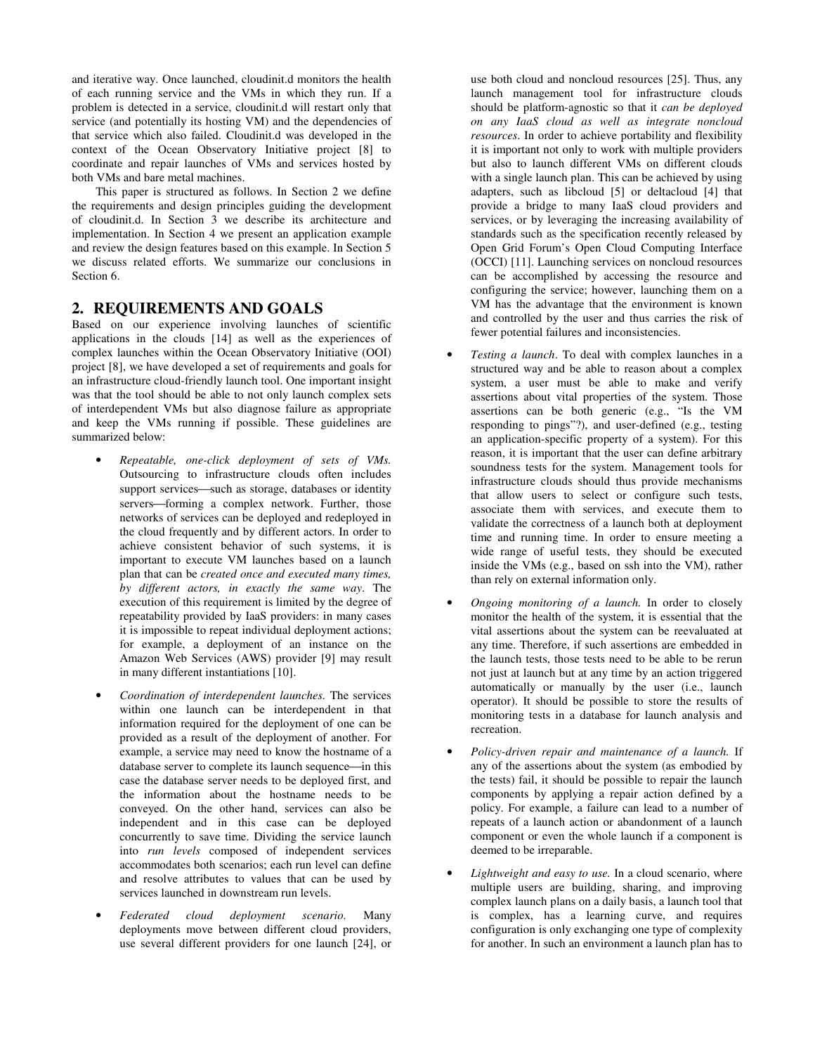and iterative way. Once launched, cloudinit.d monitors the health of each running service and the VMs in which they run. If a problem is detected in a service, cloudinit.d will restart only that service (and potentially its hosting VM) and the dependencies of that service which also failed. Cloudinit.d was developed in the context of the Ocean Observatory Initiative project [8] to coordinate and repair launches of VMs and services hosted by both VMs and bare metal machines.

This paper is structured as follows. In Section 2 we define the requirements and design principles guiding the development of cloudinit.d. In Section 3 we describe its architecture and implementation. In Section 4 we present an application example and review the design features based on this example. In Section 5 we discuss related efforts. We summarize our conclusions in Section 6.

## 2. REQUIREMENTS AND GOALS

Based on our experience involving launches of scientific applications in the clouds [14] as well as the experiences of complex launches within the Ocean Observatory Initiative (OOI) project [8], we have developed a set of requirements and goals for an infrastructure cloud-friendly launch tool. One important insight was that the tool should be able to not only launch complex sets of interdependent VMs but also diagnose failure as appropriate and keep the VMs running if possible. These guidelines are summarized below:

- *Repeatable, one-click deployment of sets of VMs.* Outsourcing to infrastructure clouds often includes support services—such as storage, databases or identity servers—forming a complex network. Further, those networks of services can be deployed and redeployed in the cloud frequently and by different actors. In order to achieve consistent behavior of such systems, it is important to execute VM launches based on a launch plan that can be *created once and executed many times, by different actors, in exactly the same way*. The execution of this requirement is limited by the degree of repeatability provided by IaaS providers: in many cases it is impossible to repeat individual deployment actions; for example, a deployment of an instance on the Amazon Web Services (AWS) provider [9] may result in many different instantiations [10].
- *Coordination of interdependent launches.* The services within one launch can be interdependent in that information required for the deployment of one can be provided as a result of the deployment of another. For example, a service may need to know the hostname of a database server to complete its launch sequence—in this case the database server needs to be deployed first, and the information about the hostname needs to be conveyed. On the other hand, services can also be independent and in this case can be deployed concurrently to save time. Dividing the service launch into *run levels* composed of independent services accommodates both scenarios; each run level can define and resolve attributes to values that can be used by services launched in downstream run levels.
- *Federated cloud deployment scenario.* Many deployments move between different cloud providers, use several different providers for one launch [24], or use both cloud and noncloud resources [25]. Thus, any launch management tool for infrastructure clouds should be platform-agnostic so that it *can be deployed on any IaaS cloud as well as integrate noncloud resources*. In order to achieve portability and flexibility it is important not only to work with multiple providers but also to launch different VMs on different clouds with a single launch plan. This can be achieved by using adapters, such as libcloud [5] or deltacloud [4] that provide a bridge to many IaaS cloud providers and services, or by leveraging the increasing availability of standards such as the specification recently released by Open Grid Forum's Open Cloud Computing Interface (OCCI) [11]. Launching services on noncloud resources can be accomplished by accessing the resource and configuring the service; however, launching them on a VM has the advantage that the environment is known and controlled by the user and thus carries the risk of fewer potential failures and inconsistencies.
- *Testing a launch*. To deal with complex launches in a structured way and be able to reason about a complex system, a user must be able to make and verify assertions about vital properties of the system. Those assertions can be both generic (e.g., "Is the VM responding to pings"?), and user-defined (e.g., testing an application-specific property of a system). For this reason, it is important that the user can define arbitrary soundness tests for the system. Management tools for infrastructure clouds should thus provide mechanisms that allow users to select or configure such tests, associate them with services, and execute them to validate the correctness of a launch both at deployment time and running time. In order to ensure meeting a wide range of useful tests, they should be executed inside the VMs (e.g., based on ssh into the VM), rather than rely on external information only.
- *Ongoing monitoring of a launch.* In order to closely monitor the health of the system, it is essential that the vital assertions about the system can be reevaluated at any time. Therefore, if such assertions are embedded in the launch tests, those tests need to be able to be rerun not just at launch but at any time by an action triggered automatically or manually by the user (i.e., launch operator). It should be possible to store the results of monitoring tests in a database for launch analysis and recreation.
- *Policy-driven repair and maintenance of a launch.* If any of the assertions about the system (as embodied by the tests) fail, it should be possible to repair the launch components by applying a repair action defined by a policy. For example, a failure can lead to a number of repeats of a launch action or abandonment of a launch component or even the whole launch if a component is deemed to be irreparable.
- *Lightweight and easy to use.* In a cloud scenario, where multiple users are building, sharing, and improving complex launch plans on a daily basis, a launch tool that is complex, has a learning curve, and requires configuration is only exchanging one type of complexity for another. In such an environment a launch plan has to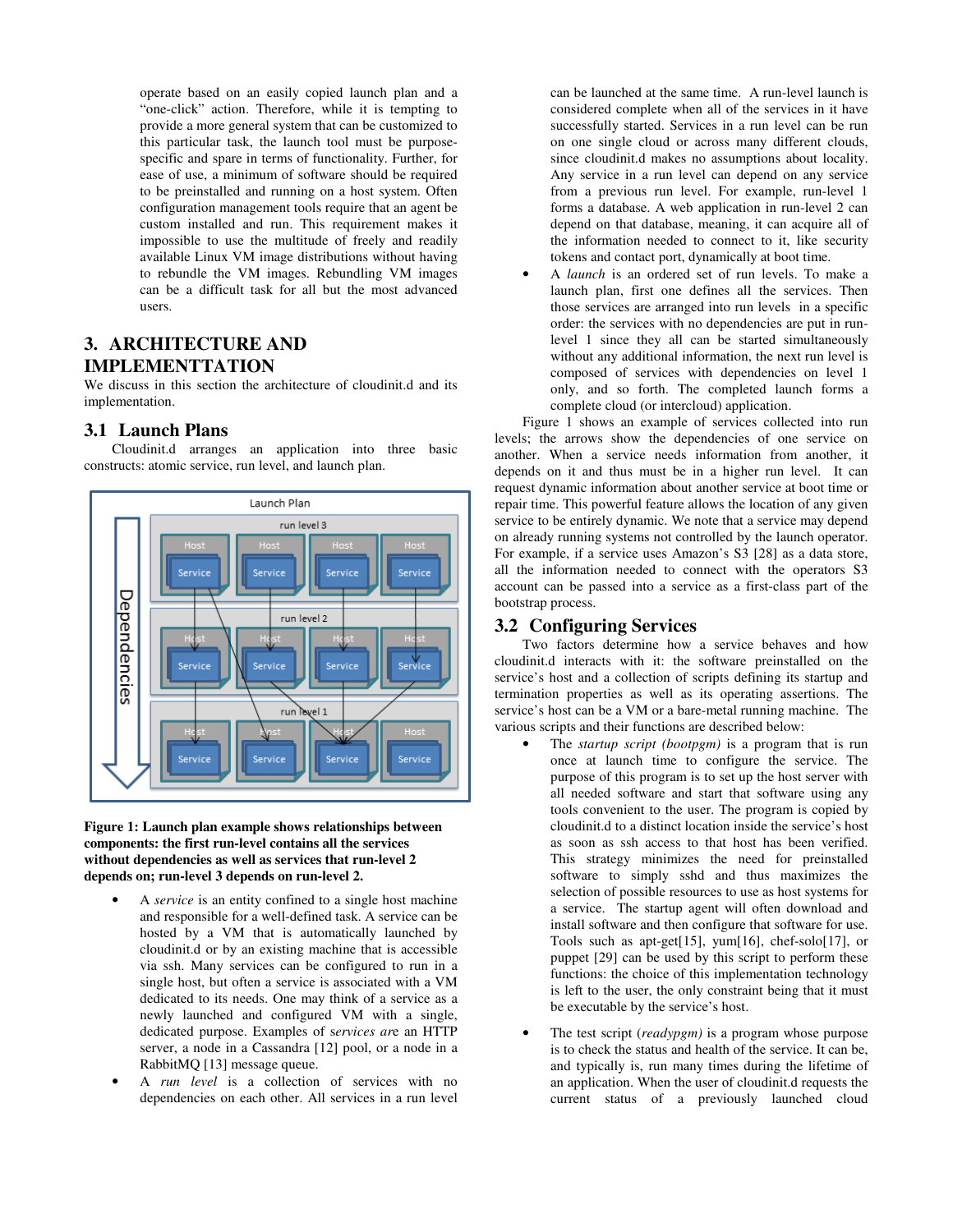operate based on an easily copied launch plan and a "one-click" action. Therefore, while it is tempting to provide a more general system that can be customized to this particular task, the launch tool must be purpose-specific and spare in terms of functionality. Further, for ease of use, a minimum of software should be required to be preinstalled and running on a host system. Often configuration management tools require that an agent be custom installed and run. This requirement makes it impossible to use the multitude of freely and readily available Linux VM image distributions without having to rebundle the VM images. Rebundling VM images can be a difficult task for all but the most advanced users.

## 3. ARCHITECTURE AND IMPLEMENTTATION

We discuss in this section the architecture of cloudinit.d and its implementation.

### 3.1 Launch Plans

Cloudinit.d arranges an application into three basic constructs: atomic service, run level, and launch plan.

**Figure 1: Launch plan example shows relationships between components: the first run-level contains all the services without dependencies as well as services that run-level 2 depends on; run-level 3 depends on run-level 2.**

- A *service* is an entity confined to a single host machine and responsible for a well-defined task. A service can be hosted by a VM that is automatically launched by cloudinit.d or by an existing machine that is accessible via ssh. Many services can be configured to run in a single host, but often a service is associated with a VM dedicated to its needs. One may think of a service as a newly launched and configured VM with a single, dedicated purpose. Examples of *services are* an HTTP server, a node in a Cassandra [12] pool, or a node in a RabbitMQ [13] message queue.
- A *run level* is a collection of services with no dependencies on each other. All services in a run level can be launched at the same time. A run-level launch is considered complete when all of the services in it have successfully started. Services in a run level can be run on one single cloud or across many different clouds, since cloudinit.d makes no assumptions about locality. Any service in a run level can depend on any service from a previous run level. For example, run-level 1 forms a database. A web application in run-level 2 can depend on that database, meaning, it can acquire all of the information needed to connect to it, like security tokens and contact port, dynamically at boot time.
- A *launch* is an ordered set of run levels. To make a launch plan, first one defines all the services. Then those services are arranged into run levels in a specific order: the services with no dependencies are put in run-level 1 since they all can be started simultaneously without any additional information, the next run level is composed of services with dependencies on level 1 only, and so forth. The completed launch forms a complete cloud (or intercloud) application.

Figure 1 shows an example of services collected into run levels; the arrows show the dependencies of one service on another. When a service needs information from another, it depends on it and thus must be in a higher run level. It can request dynamic information about another service at boot time or repair time. This powerful feature allows the location of any given service to be entirely dynamic. We note that a service may depend on already running systems not controlled by the launch operator. For example, if a service uses Amazon's S3 [28] as a data store, all the information needed to connect with the operators S3 account can be passed into a service as a first-class part of the bootstrap process.

### 3.2 Configuring Services

Two factors determine how a service behaves and how cloudinit.d interacts with it: the software preinstalled on the service's host and a collection of scripts defining its startup and termination properties as well as its operating assertions. The service's host can be a VM or a bare-metal running machine. The various scripts and their functions are described below:

- The *startup script (bootpgm)* is a program that is run once at launch time to configure the service. The purpose of this program is to set up the host server with all needed software and start that software using any tools convenient to the user. The program is copied by cloudinit.d to a distinct location inside the service's host as soon as ssh access to that host has been verified. This strategy minimizes the need for preinstalled software to simply sshd and thus maximizes the selection of possible resources to use as host systems for a service. The startup agent will often download and install software and then configure that software for use. Tools such as apt-get[15], yum[16], chef-solo[17], or puppet [29] can be used by this script to perform these functions: the choice of this implementation technology is left to the user, the only constraint being that it must be executable by the service's host.
- The test script (*readypgm)* is a program whose purpose is to check the status and health of the service. It can be, and typically is, run many times during the lifetime of an application. When the user of cloudinit.d requests the current status of a previously launched cloud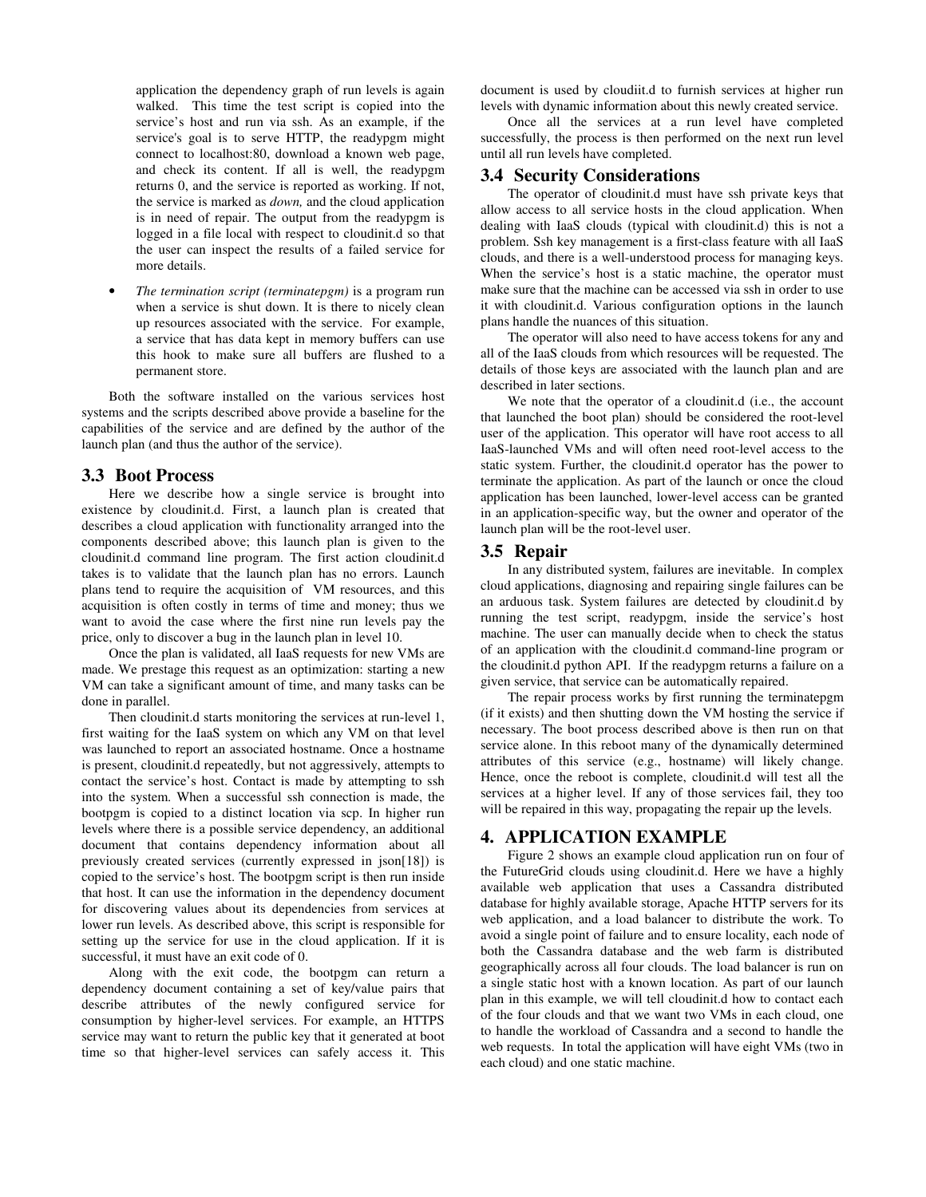application the dependency graph of run levels is again walked. This time the test script is copied into the service's host and run via ssh. As an example, if the service's goal is to serve HTTP, the readypgm might connect to localhost:80, download a known web page, and check its content. If all is well, the readypgm returns 0, and the service is reported as working. If not, the service is marked as *down,* and the cloud application is in need of repair. The output from the readypgm is logged in a file local with respect to cloudinit.d so that the user can inspect the results of a failed service for more details.

- *The termination script (terminatepgm)* is a program run when a service is shut down. It is there to nicely clean up resources associated with the service. For example, a service that has data kept in memory buffers can use this hook to make sure all buffers are flushed to a permanent store.

Both the software installed on the various services host systems and the scripts described above provide a baseline for the capabilities of the service and are defined by the author of the launch plan (and thus the author of the service).

### 3.3 Boot Process

Here we describe how a single service is brought into existence by cloudinit.d. First, a launch plan is created that describes a cloud application with functionality arranged into the components described above; this launch plan is given to the cloudinit.d command line program. The first action cloudinit.d takes is to validate that the launch plan has no errors. Launch plans tend to require the acquisition of VM resources, and this acquisition is often costly in terms of time and money; thus we want to avoid the case where the first nine run levels pay the price, only to discover a bug in the launch plan in level 10.

Once the plan is validated, all IaaS requests for new VMs are made. We prestage this request as an optimization: starting a new VM can take a significant amount of time, and many tasks can be done in parallel.

Then cloudinit.d starts monitoring the services at run-level 1, first waiting for the IaaS system on which any VM on that level was launched to report an associated hostname. Once a hostname is present, cloudinit.d repeatedly, but not aggressively, attempts to contact the service's host. Contact is made by attempting to ssh into the system. When a successful ssh connection is made, the bootpgm is copied to a distinct location via scp. In higher run levels where there is a possible service dependency, an additional document that contains dependency information about all previously created services (currently expressed in json[18]) is copied to the service's host. The bootpgm script is then run inside that host. It can use the information in the dependency document for discovering values about its dependencies from services at lower run levels. As described above, this script is responsible for setting up the service for use in the cloud application. If it is successful, it must have an exit code of 0.

Along with the exit code, the bootpgm can return a dependency document containing a set of key/value pairs that describe attributes of the newly configured service for consumption by higher-level services. For example, an HTTPS service may want to return the public key that it generated at boot time so that higher-level services can safely access it. This document is used by cloudiit.d to furnish services at higher run levels with dynamic information about this newly created service.

Once all the services at a run level have completed successfully, the process is then performed on the next run level until all run levels have completed.

### 3.4 Security Considerations

The operator of cloudinit.d must have ssh private keys that allow access to all service hosts in the cloud application. When dealing with IaaS clouds (typical with cloudinit.d) this is not a problem. Ssh key management is a first-class feature with all IaaS clouds, and there is a well-understood process for managing keys. When the service's host is a static machine, the operator must make sure that the machine can be accessed via ssh in order to use it with cloudinit.d. Various configuration options in the launch plans handle the nuances of this situation.

The operator will also need to have access tokens for any and all of the IaaS clouds from which resources will be requested. The details of those keys are associated with the launch plan and are described in later sections.

We note that the operator of a cloudinit.d (i.e., the account that launched the boot plan) should be considered the root-level user of the application. This operator will have root access to all IaaS-launched VMs and will often need root-level access to the static system. Further, the cloudinit.d operator has the power to terminate the application. As part of the launch or once the cloud application has been launched, lower-level access can be granted in an application-specific way, but the owner and operator of the launch plan will be the root-level user.

### 3.5 Repair

In any distributed system, failures are inevitable. In complex cloud applications, diagnosing and repairing single failures can be an arduous task. System failures are detected by cloudinit.d by running the test script, readypgm, inside the service's host machine. The user can manually decide when to check the status of an application with the cloudinit.d command-line program or the cloudinit.d python API. If the readypgm returns a failure on a given service, that service can be automatically repaired.

The repair process works by first running the terminatepgm (if it exists) and then shutting down the VM hosting the service if necessary. The boot process described above is then run on that service alone. In this reboot many of the dynamically determined attributes of this service (e.g., hostname) will likely change. Hence, once the reboot is complete, cloudinit.d will test all the services at a higher level. If any of those services fail, they too will be repaired in this way, propagating the repair up the levels.

## 4. APPLICATION EXAMPLE

Figure 2 shows an example cloud application run on four of the FutureGrid clouds using cloudinit.d. Here we have a highly available web application that uses a Cassandra distributed database for highly available storage, Apache HTTP servers for its web application, and a load balancer to distribute the work. To avoid a single point of failure and to ensure locality, each node of both the Cassandra database and the web farm is distributed geographically across all four clouds. The load balancer is run on a single static host with a known location. As part of our launch plan in this example, we will tell cloudinit.d how to contact each of the four clouds and that we want two VMs in each cloud, one to handle the workload of Cassandra and a second to handle the web requests. In total the application will have eight VMs (two in each cloud) and one static machine.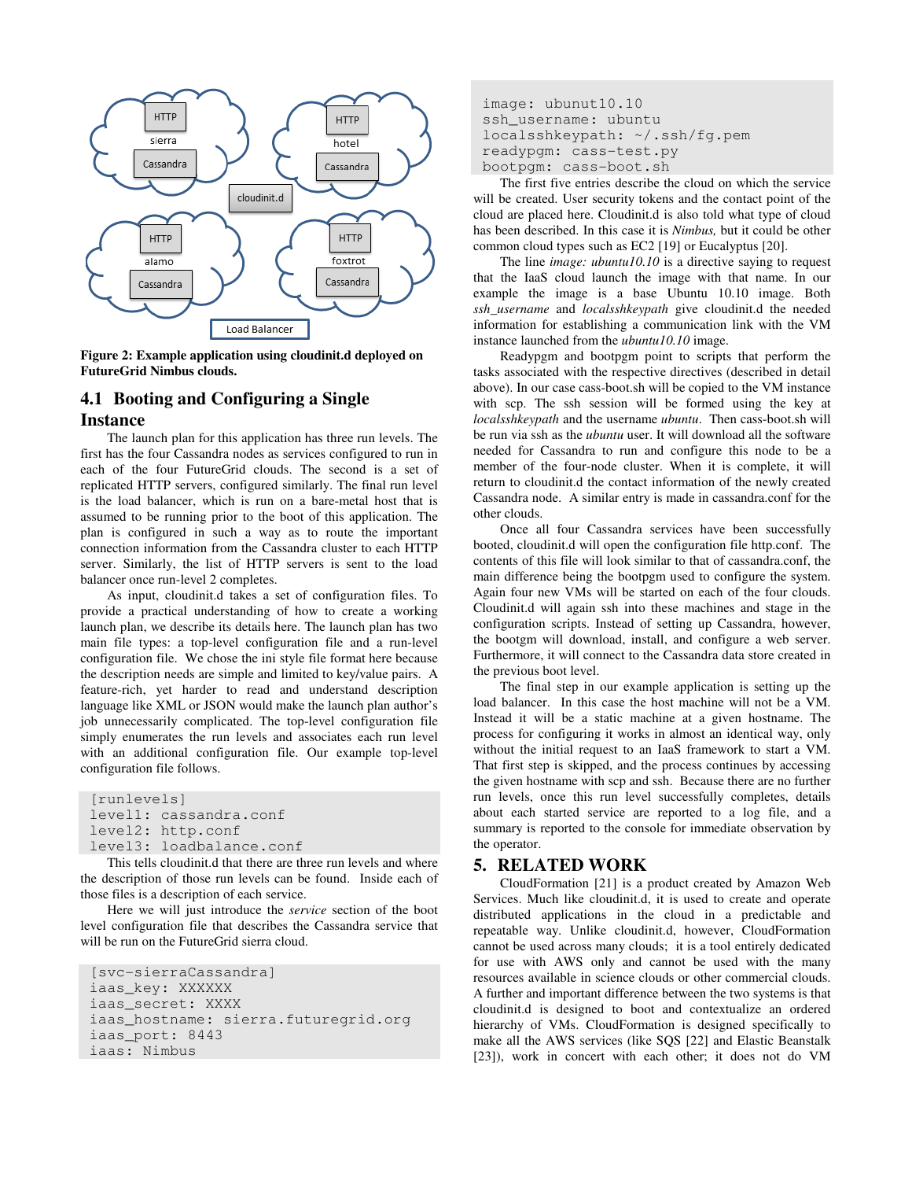Figure 2: Example application using cloudinit.d deployed on FutureGrid Nimbus clouds.

## 4.1 Booting and Configuring a Single Instance

The launch plan for this application has three run levels. The first has the four Cassandra nodes as services configured to run in each of the four FutureGrid clouds. The second is a set of replicated HTTP servers, configured similarly. The final run level is the load balancer, which is run on a bare-metal host that is assumed to be running prior to the boot of this application. The plan is configured in such a way as to route the important connection information from the Cassandra cluster to each HTTP server. Similarly, the list of HTTP servers is sent to the load balancer once run-level 2 completes.

As input, cloudinit.d takes a set of configuration files. To provide a practical understanding of how to create a working launch plan, we describe its details here. The launch plan has two main file types: a top-level configuration file and a run-level configuration file. We chose the ini style file format here because the description needs are simple and limited to key/value pairs. A feature-rich, yet harder to read and understand description language like XML or JSON would make the launch plan author's job unnecessarily complicated. The top-level configuration file simply enumerates the run levels and associates each run level with an additional configuration file. Our example top-level configuration file follows.

```
[runlevels]
level1: cassandra.conf
level2: http.conf
level3: loadbalance.conf
```

This tells cloudinit.d that there are three run levels and where the description of those run levels can be found. Inside each of those files is a description of each service.

Here we will just introduce the *service* section of the boot level configuration file that describes the Cassandra service that will be run on the FutureGrid sierra cloud.

```
[svc-sierraCassandra]
iaas_key: XXXXXX
iaas_secret: XXXX
iaas_hostname: sierra.futuregrid.org
iaas_port: 8443
iaas: Nimbus
image: ubunut10.10
ssh_username: ubuntu
localsshkeypath: ~/.ssh/fg.pem
readypgm: cass-test.py
bootpgm: cass-boot.sh
```

The first five entries describe the cloud on which the service will be created. User security tokens and the contact point of the cloud are placed here. Cloudinit.d is also told what type of cloud has been described. In this case it is *Nimbus,* but it could be other common cloud types such as EC2 [19] or Eucalyptus [20].

The line *image: ubuntu10.10* is a directive saying to request that the IaaS cloud launch the image with that name. In our example the image is a base Ubuntu 10.10 image. Both *ssh_username* and *localsshkeypath* give cloudinit.d the needed information for establishing a communication link with the VM instance launched from the *ubuntu10.10* image.

Readypgm and bootpgm point to scripts that perform the tasks associated with the respective directives (described in detail above). In our case cass-boot.sh will be copied to the VM instance with scp. The ssh session will be formed using the key at *localsshkeypath* and the username *ubuntu*. Then cass-boot.sh will be run via ssh as the *ubuntu* user. It will download all the software needed for Cassandra to run and configure this node to be a member of the four-node cluster. When it is complete, it will return to cloudinit.d the contact information of the newly created Cassandra node. A similar entry is made in cassandra.conf for the other clouds.

Once all four Cassandra services have been successfully booted, cloudinit.d will open the configuration file http.conf. The contents of this file will look similar to that of cassandra.conf, the main difference being the bootpgm used to configure the system. Again four new VMs will be started on each of the four clouds. Cloudinit.d will again ssh into these machines and stage in the configuration scripts. Instead of setting up Cassandra, however, the bootgm will download, install, and configure a web server. Furthermore, it will connect to the Cassandra data store created in the previous boot level.

The final step in our example application is setting up the load balancer. In this case the host machine will not be a VM. Instead it will be a static machine at a given hostname. The process for configuring it works in almost an identical way, only without the initial request to an IaaS framework to start a VM. That first step is skipped, and the process continues by accessing the given hostname with scp and ssh. Because there are no further run levels, once this run level successfully completes, details about each started service are reported to a log file, and a summary is reported to the console for immediate observation by the operator.

# 5. RELATED WORK

CloudFormation [21] is a product created by Amazon Web Services. Much like cloudinit.d, it is used to create and operate distributed applications in the cloud in a predictable and repeatable way. Unlike cloudinit.d, however, CloudFormation cannot be used across many clouds; it is a tool entirely dedicated for use with AWS only and cannot be used with the many resources available in science clouds or other commercial clouds. A further and important difference between the two systems is that cloudinit.d is designed to boot and contextualize an ordered hierarchy of VMs. CloudFormation is designed specifically to make all the AWS services (like SQS [22] and Elastic Beanstalk [23]), work in concert with each other; it does not do VM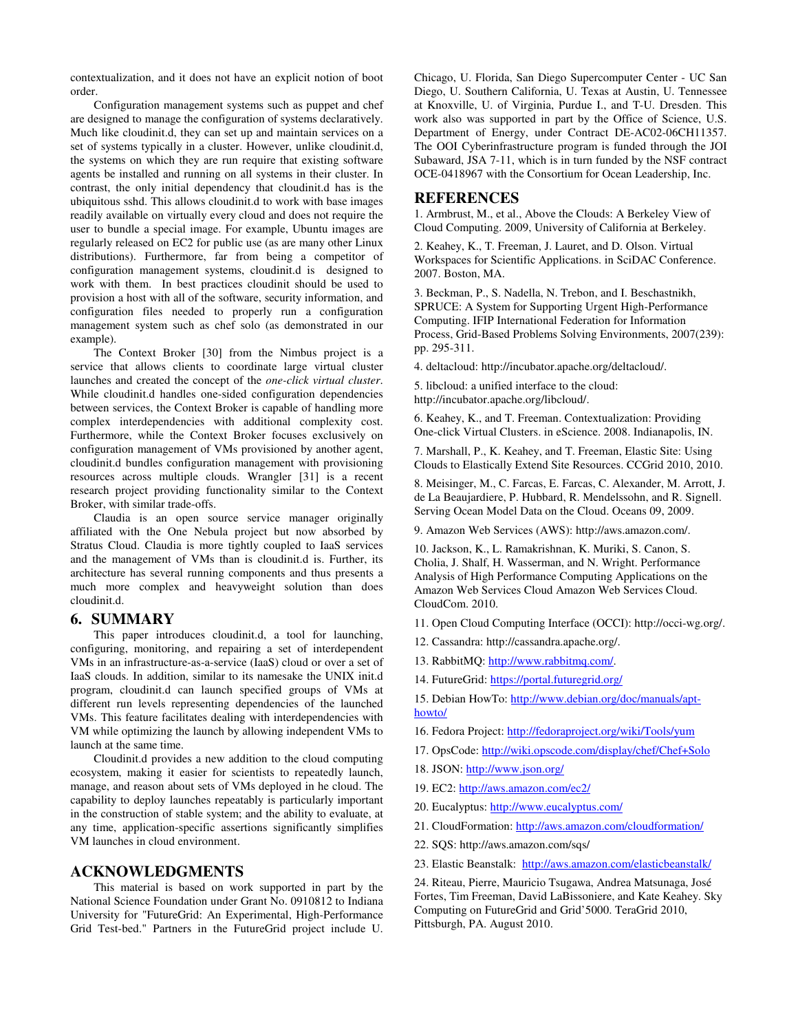contextualization, and it does not have an explicit notion of boot order.

Configuration management systems such as puppet and chef are designed to manage the configuration of systems declaratively. Much like cloudinit.d, they can set up and maintain services on a set of systems typically in a cluster. However, unlike cloudinit.d, the systems on which they are run require that existing software agents be installed and running on all systems in their cluster. In contrast, the only initial dependency that cloudinit.d has is the ubiquitous sshd. This allows cloudinit.d to work with base images readily available on virtually every cloud and does not require the user to bundle a special image. For example, Ubuntu images are regularly released on EC2 for public use (as are many other Linux distributions). Furthermore, far from being a competitor of configuration management systems, cloudinit.d is designed to work with them. In best practices cloudinit should be used to provision a host with all of the software, security information, and configuration files needed to properly run a configuration management system such as chef solo (as demonstrated in our example).

The Context Broker [30] from the Nimbus project is a service that allows clients to coordinate large virtual cluster launches and created the concept of the *one-click virtual cluster*. While cloudinit.d handles one-sided configuration dependencies between services, the Context Broker is capable of handling more complex interdependencies with additional complexity cost. Furthermore, while the Context Broker focuses exclusively on configuration management of VMs provisioned by another agent, cloudinit.d bundles configuration management with provisioning resources across multiple clouds. Wrangler [31] is a recent research project providing functionality similar to the Context Broker, with similar trade-offs.

Claudia is an open source service manager originally affiliated with the One Nebula project but now absorbed by Stratus Cloud. Claudia is more tightly coupled to IaaS services and the management of VMs than is cloudinit.d is. Further, its architecture has several running components and thus presents a much more complex and heavyweight solution than does cloudinit.d.

## 6. SUMMARY

This paper introduces cloudinit.d, a tool for launching, configuring, monitoring, and repairing a set of interdependent VMs in an infrastructure-as-a-service (IaaS) cloud or over a set of IaaS clouds. In addition, similar to its namesake the UNIX init.d program, cloudinit.d can launch specified groups of VMs at different run levels representing dependencies of the launched VMs. This feature facilitates dealing with interdependencies with VM while optimizing the launch by allowing independent VMs to launch at the same time.

Cloudinit.d provides a new addition to the cloud computing ecosystem, making it easier for scientists to repeatedly launch, manage, and reason about sets of VMs deployed in he cloud. The capability to deploy launches repeatably is particularly important in the construction of stable system; and the ability to evaluate, at any time, application-specific assertions significantly simplifies VM launches in cloud environment.

## ACKNOWLEDGMENTS

This material is based on work supported in part by the National Science Foundation under Grant No. 0910812 to Indiana University for "FutureGrid: An Experimental, High-Performance Grid Test-bed." Partners in the FutureGrid project include U. Chicago, U. Florida, San Diego Supercomputer Center - UC San Diego, U. Southern California, U. Texas at Austin, U. Tennessee at Knoxville, U. of Virginia, Purdue I., and T-U. Dresden. This work also was supported in part by the Office of Science, U.S. Department of Energy, under Contract DE-AC02-06CH11357. The OOI Cyberinfrastructure program is funded through the JOI Subaward, JSA 7-11, which is in turn funded by the NSF contract OCE-0418967 with the Consortium for Ocean Leadership, Inc.

## REFERENCES

1. Armbrust, M., et al., Above the Clouds: A Berkeley View of Cloud Computing. 2009, University of California at Berkeley.

2. Keahey, K., T. Freeman, J. Lauret, and D. Olson. Virtual Workspaces for Scientific Applications. in SciDAC Conference. 2007. Boston, MA.

3. Beckman, P., S. Nadella, N. Trebon, and I. Beschastnikh, SPRUCE: A System for Supporting Urgent High-Performance Computing. IFIP International Federation for Information Process, Grid-Based Problems Solving Environments, 2007(239): pp. 295-311.

4. deltacloud: http://incubator.apache.org/deltacloud/.

5. libcloud: a unified interface to the cloud: http://incubator.apache.org/libcloud/.

6. Keahey, K., and T. Freeman. Contextualization: Providing One-click Virtual Clusters. in eScience. 2008. Indianapolis, IN.

7. Marshall, P., K. Keahey, and T. Freeman, Elastic Site: Using Clouds to Elastically Extend Site Resources. CCGrid 2010, 2010.

8. Meisinger, M., C. Farcas, E. Farcas, C. Alexander, M. Arrott, J. de La Beaujardiere, P. Hubbard, R. Mendelssohn, and R. Signell. Serving Ocean Model Data on the Cloud. Oceans 09, 2009.

9. Amazon Web Services (AWS): http://aws.amazon.com/.

10. Jackson, K., L. Ramakrishnan, K. Muriki, S. Canon, S. Cholia, J. Shalf, H. Wasserman, and N. Wright. Performance Analysis of High Performance Computing Applications on the Amazon Web Services Cloud Amazon Web Services Cloud. CloudCom. 2010.

11. Open Cloud Computing Interface (OCCI): http://occi-wg.org/.

12. Cassandra: http://cassandra.apache.org/.

13. RabbitMQ: http://www.rabbitmq.com/.

14. FutureGrid: https://portal.futuregrid.org/

15. Debian HowTo: http://www.debian.org/doc/manuals/apt-howto/

16. Fedora Project: http://fedoraproject.org/wiki/Tools/yum

17. OpsCode: http://wiki.opscode.com/display/chef/Chef+Solo

18. JSON: http://www.json.org/

19. EC2: http://aws.amazon.com/ec2/

20. Eucalyptus: http://www.eucalyptus.com/

21. CloudFormation: http://aws.amazon.com/cloudformation/

22. SQS: http://aws.amazon.com/sqs/

23. Elastic Beanstalk: http://aws.amazon.com/elasticbeanstalk/

24. Riteau, Pierre, Mauricio Tsugawa, Andrea Matsunaga, José Fortes, Tim Freeman, David LaBissoniere, and Kate Keahey. Sky Computing on FutureGrid and Grid'5000. TeraGrid 2010, Pittsburgh, PA. August 2010.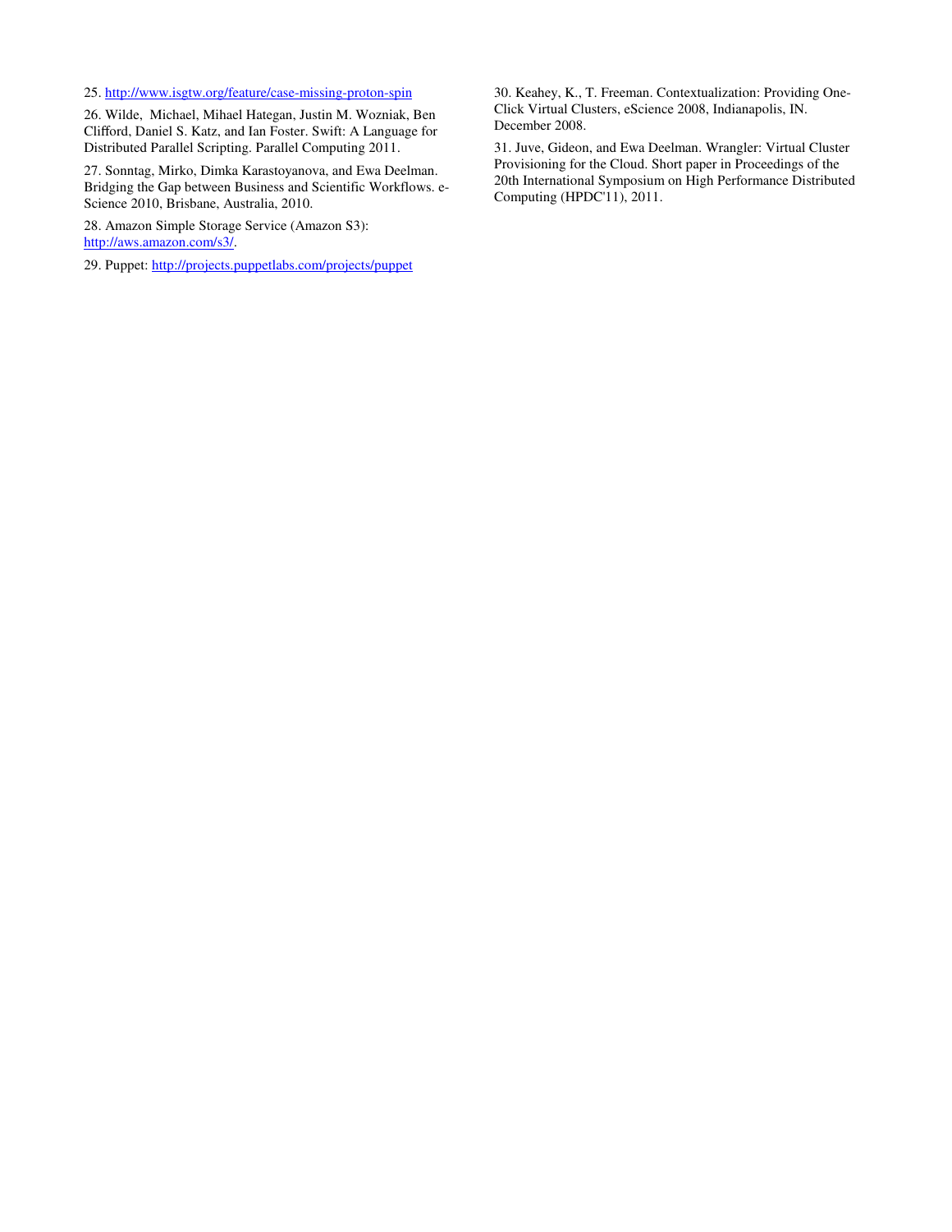25. http://www.isgtw.org/feature/case-missing-proton-spin

26. Wilde, Michael, Mihael Hategan, Justin M. Wozniak, Ben Clifford, Daniel S. Katz, and Ian Foster. Swift: A Language for Distributed Parallel Scripting. Parallel Computing 2011.

27. Sonntag, Mirko, Dimka Karastoyanova, and Ewa Deelman. Bridging the Gap between Business and Scientific Workflows. e-Science 2010, Brisbane, Australia, 2010.

28. Amazon Simple Storage Service (Amazon S3): http://aws.amazon.com/s3/.

29. Puppet: http://projects.puppetlabs.com/projects/puppet

30. Keahey, K., T. Freeman. Contextualization: Providing One-Click Virtual Clusters, eScience 2008, Indianapolis, IN. December 2008.

31. Juve, Gideon, and Ewa Deelman. Wrangler: Virtual Cluster Provisioning for the Cloud. Short paper in Proceedings of the 20th International Symposium on High Performance Distributed Computing (HPDC'11), 2011.